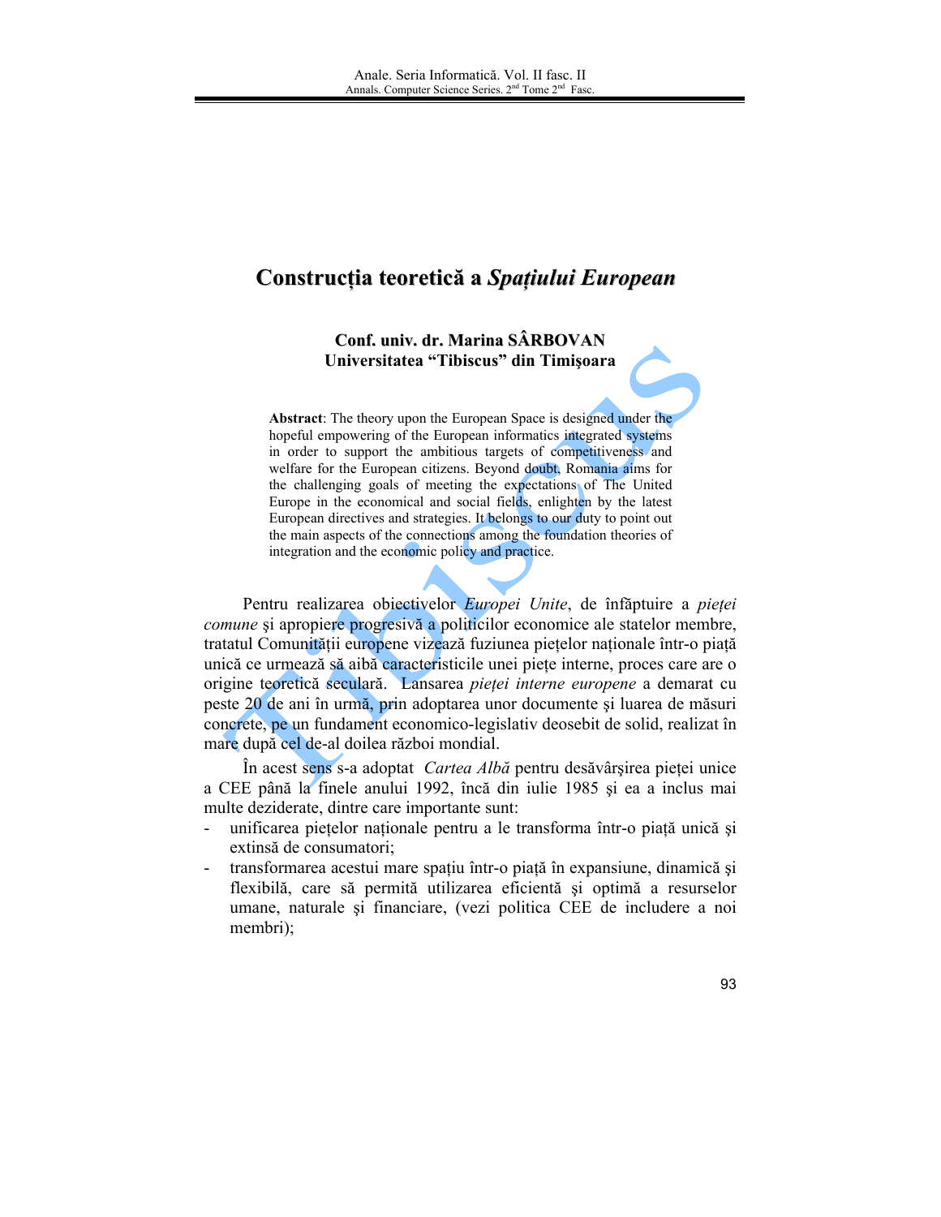# Construcţia teoretică a *Spaţiului European*

**Conf. univ. dr. Marina SÂRBOVAN**
**Universitatea "Tibiscus" din Timişoara**

**Abstract**: The theory upon the European Space is designed under the hopeful empowering of the European informatics integrated systems in order to support the ambitious targets of competitiveness and welfare for the European citizens. Beyond doubt, Romania aims for the challenging goals of meeting the expectations of The United Europe in the economical and social fields, enlighten by the latest European directives and strategies. It belongs to our duty to point out the main aspects of the connections among the foundation theories of integration and the economic policy and practice.

Pentru realizarea obiectivelor *Europei Unite*, de înfăptuire a *pieţei comune* şi apropiere progresivă a politicilor economice ale statelor membre, tratatul Comunităţii europene vizează fuziunea pieţelor naţionale într-o piaţă unică ce urmează să aibă caracteristicile unei pieţe interne, proces care are o origine teoretică seculară. Lansarea *pieţei interne europene* a demarat cu peste 20 de ani în urmă, prin adoptarea unor documente şi luarea de măsuri concrete, pe un fundament economico-legislativ deosebit de solid, realizat în mare după cel de-al doilea război mondial.

În acest sens s-a adoptat *Cartea Albă* pentru desăvârşirea pieţei unice a CEE până la finele anului 1992, încă din iulie 1985 şi ea a inclus mai multe deziderate, dintre care importante sunt:

- unificarea pieţelor naţionale pentru a le transforma într-o piaţă unică şi extinsă de consumatori;
- transformarea acestui mare spaţiu într-o piaţă în expansiune, dinamică şi flexibilă, care să permită utilizarea eficientă şi optimă a resurselor umane, naturale şi financiare, (vezi politica CEE de includere a noi membri);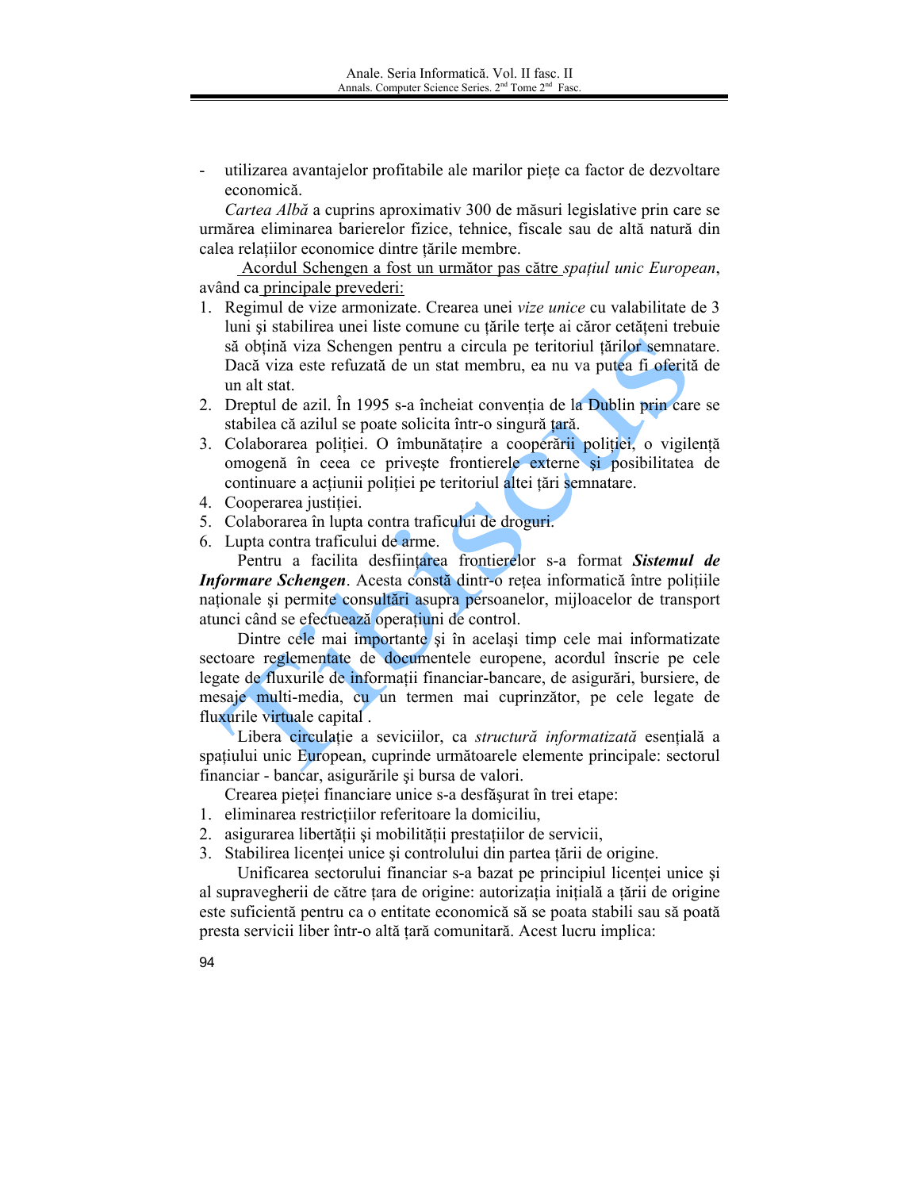- utilizarea avantajelor profitabile ale marilor pieţe ca factor de dezvoltare economică.

*Cartea Albă* a cuprins aproximativ 300 de măsuri legislative prin care se urmărea eliminarea barierelor fizice, tehnice, fiscale sau de altă natură din calea relaţiilor economice dintre ţările membre.

Acordul Schengen a fost un următor pas către *spaţiul unic European*, având ca principale prevederi:

1. Regimul de vize armonizate. Crearea unei *vize unice* cu valabilitate de 3 luni şi stabilirea unei liste comune cu ţările terţe ai căror cetăţeni trebuie să obţină viza Schengen pentru a circula pe teritoriul ţărilor semnatare. Dacă viza este refuzată de un stat membru, ea nu va putea fi oferită de un alt stat.
2. Dreptul de azil. În 1995 s-a încheiat convenţia de la Dublin prin care se stabilea că azilul se poate solicita într-o singură ţară.
3. Colaborarea poliţiei. O îmbunătăţire a cooperării poliţiei, o vigilenţă omogenă în ceea ce priveşte frontierele externe şi posibilitatea de continuare a acţiunii poliţiei pe teritoriul altei ţări semnatare.
4. Cooperarea justiţiei.
5. Colaborarea în lupta contra traficului de droguri.
6. Lupta contra traficului de arme.

Pentru a facilita desfiinţarea frontierelor s-a format ***Sistemul de Informare Schengen***. Acesta constă dintr-o reţea informatică între poliţiile naţionale şi permite consultări asupra persoanelor, mijloacelor de transport atunci când se efectuează operaţiuni de control.

Dintre cele mai importante şi în acelaşi timp cele mai informatizate sectoare reglementate de documentele europene, acordul înscrie pe cele legate de fluxurile de informaţii financiar-bancare, de asigurări, bursiere, de mesaje multi-media, cu un termen mai cuprinzător, pe cele legate de fluxurile virtuale capital .

Libera circulaţie a seviciilor, ca *structură informatizată* esenţială a spaţiului unic European, cuprinde următoarele elemente principale: sectorul financiar - bancar, asigurările şi bursa de valori.

Crearea pieţei financiare unice s-a desfăşurat în trei etape:

1. eliminarea restricţiilor referitoare la domiciliu,
2. asigurarea libertăţii şi mobilităţii prestaţiilor de servicii,
3. Stabilirea licenţei unice şi controlului din partea ţării de origine.

Unificarea sectorului financiar s-a bazat pe principiul licenţei unice şi al supravegherii de către ţara de origine: autorizaţia iniţială a ţării de origine este suficientă pentru ca o entitate economică să se poata stabili sau să poată presta servicii liber într-o altă ţară comunitară. Acest lucru implica: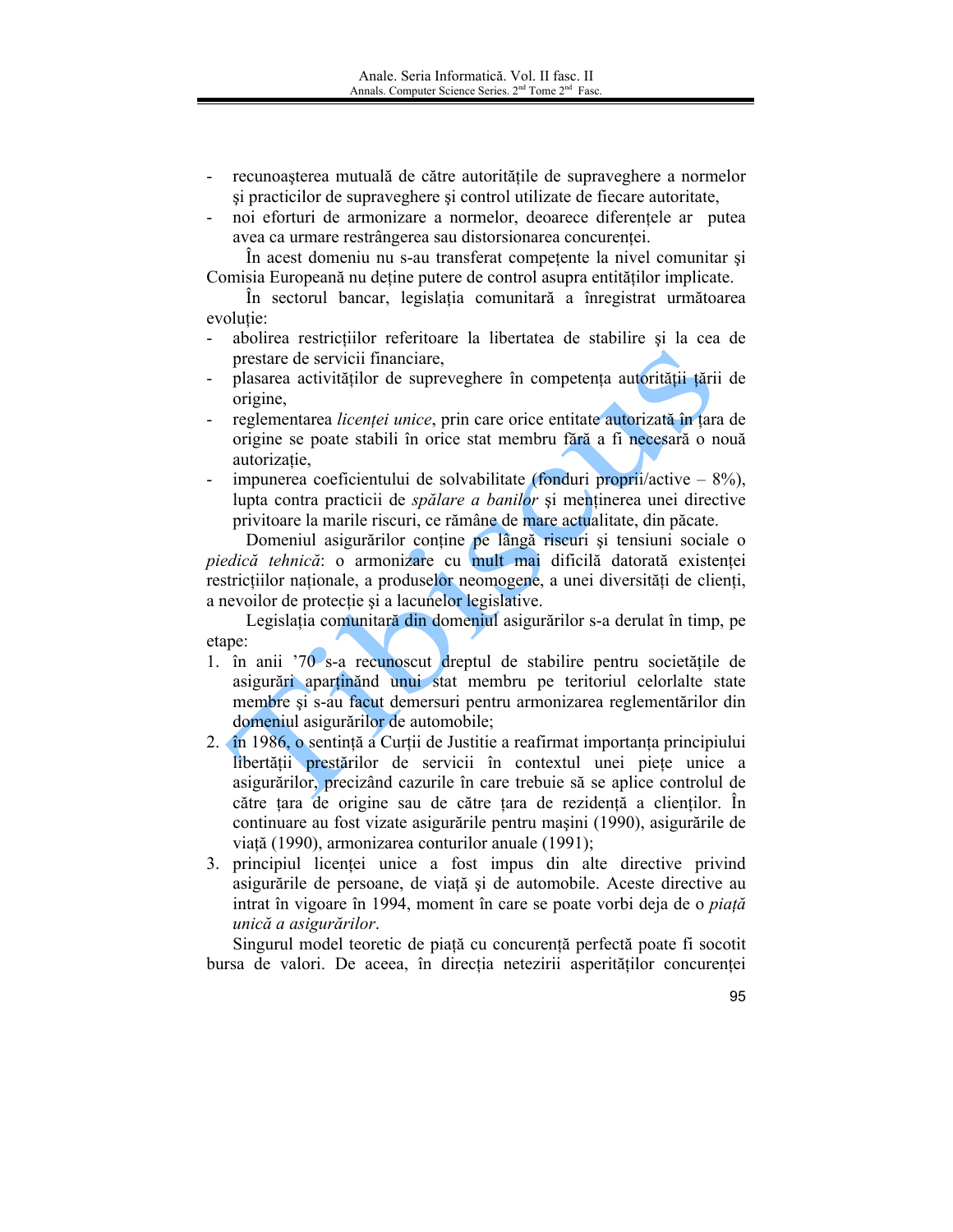- recunoaşterea mutuală de către autorităţile de supraveghere a normelor şi practicilor de supraveghere şi control utilizate de fiecare autoritate,
- noi eforturi de armonizare a normelor, deoarece diferenţele ar putea avea ca urmare restrângerea sau distorsionarea concurenţei.

În acest domeniu nu s-au transferat competenţe la nivel comunitar şi Comisia Europeană nu deţine putere de control asupra entităţilor implicate.

În sectorul bancar, legislaţia comunitară a înregistrat următoarea evoluţie:

- abolirea restricţiilor referitoare la libertatea de stabilire şi la cea de prestare de servicii financiare,
- plasarea activităţilor de supreveghere în competenţa autorităţii ţării de origine,
- reglementarea *licenţei unice*, prin care orice entitate autorizată în ţara de origine se poate stabili în orice stat membru fără a fi necesară o nouă autorizaţie,
- impunerea coeficientului de solvabilitate (fonduri proprii/active – 8%), lupta contra practicii de *spălare a banilor* şi menţinerea unei directive privitoare la marile riscuri, ce rămâne de mare actualitate, din păcate.

Domeniul asigurărilor conţine pe lângă riscuri şi tensiuni sociale o *piedică tehnică*: o armonizare cu mult mai dificilă datorată existenţei restricţiilor naţionale, a produselor neomogene, a unei diversităţi de clienţi, a nevoilor de protecţie şi a lacunelor legislative.

Legislaţia comunitară din domeniul asigurărilor s-a derulat în timp, pe etape:

1. în anii '70 s-a recunoscut dreptul de stabilire pentru societăţile de asigurări aparţinând unui stat membru pe teritoriul celorlalte state membre şi s-au facut demersuri pentru armonizarea reglementărilor din domeniul asigurărilor de automobile;
2. în 1986, o sentinţă a Curţii de Justitie a reafirmat importanţa principiului libertăţii prestărilor de servicii în contextul unei pieţe unice a asigurărilor, precizând cazurile în care trebuie să se aplice controlul de către ţara de origine sau de către ţara de rezidenţă a clienţilor. În continuare au fost vizate asigurările pentru maşini (1990), asigurările de viaţă (1990), armonizarea conturilor anuale (1991);
3. principiul licenţei unice a fost impus din alte directive privind asigurările de persoane, de viaţă şi de automobile. Aceste directive au intrat în vigoare în 1994, moment în care se poate vorbi deja de o *piaţă unică a asigurărilor*.

Singurul model teoretic de piaţă cu concurenţă perfectă poate fi socotit bursa de valori. De aceea, în direcţia netezirii asperităţilor concurenţei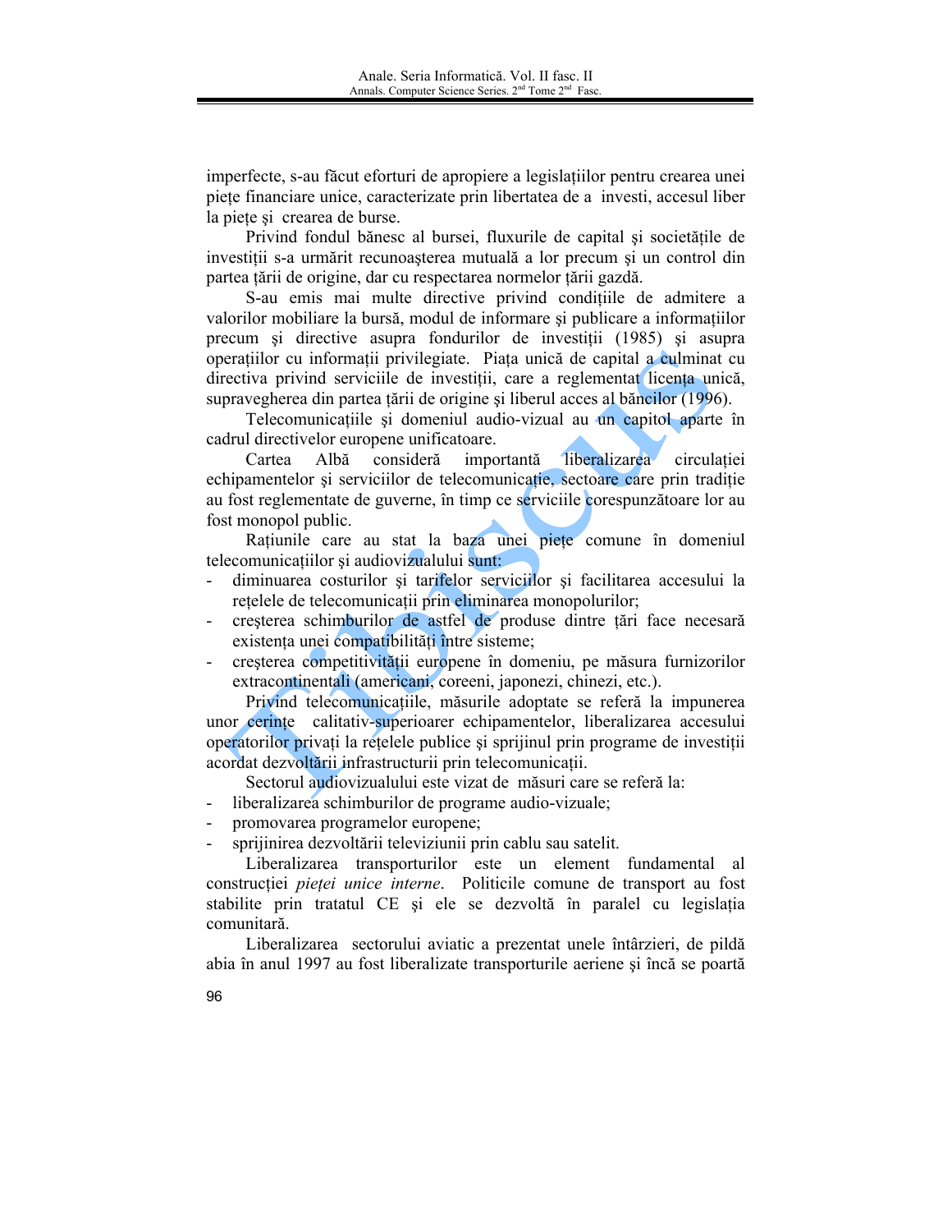imperfecte, s-au făcut eforturi de apropiere a legislațiilor pentru crearea unei piețe financiare unice, caracterizate prin libertatea de a investi, accesul liber la piețe şi crearea de burse.

Privind fondul bănesc al bursei, fluxurile de capital şi societățile de investiții s-a urmărit recunoaşterea mutuală a lor precum şi un control din partea țării de origine, dar cu respectarea normelor țării gazdă.

S-au emis mai multe directive privind condițiile de admitere a valorilor mobiliare la bursă, modul de informare şi publicare a informațiilor precum şi directive asupra fondurilor de investiții (1985) şi asupra operațiilor cu informații privilegiate. Piața unică de capital a culminat cu directiva privind serviciile de investiții, care a reglementat licența unică, supravegherea din partea țării de origine şi liberul acces al băncilor (1996).

Telecomunicațiile şi domeniul audio-vizual au un capitol aparte în cadrul directivelor europene unificatoare.

Cartea Albă consideră importantă liberalizarea circulației echipamentelor şi serviciilor de telecomunicație, sectoare care prin tradiție au fost reglementate de guverne, în timp ce serviciile corespunzătoare lor au fost monopol public.

Rațiunile care au stat la baza unei piețe comune în domeniul telecomunicațiilor şi audiovizualului sunt:

- diminuarea costurilor şi tarifelor serviciilor şi facilitarea accesului la rețelele de telecomunicații prin eliminarea monopolurilor;
- creşterea schimburilor de astfel de produse dintre țări face necesară existența unei compatibilități între sisteme;
- creşterea competitivității europene în domeniu, pe măsura furnizorilor extracontinentali (americani, coreeni, japonezi, chinezi, etc.).

Privind telecomunicațiile, măsurile adoptate se referă la impunerea unor cerințe calitativ-superioarer echipamentelor, liberalizarea accesului operatorilor privați la rețelele publice şi sprijinul prin programe de investiții acordat dezvoltării infrastructurii prin telecomunicații.

Sectorul audiovizualului este vizat de măsuri care se referă la:

- liberalizarea schimburilor de programe audio-vizuale;
- promovarea programelor europene;
- sprijinirea dezvoltării televiziunii prin cablu sau satelit.

Liberalizarea transporturilor este un element fundamental al construcției *pieței unice interne*. Politicile comune de transport au fost stabilite prin tratatul CE şi ele se dezvoltă în paralel cu legislația comunitară.

Liberalizarea sectorului aviatic a prezentat unele întârzieri, de pildă abia în anul 1997 au fost liberalizate transporturile aeriene şi încă se poartă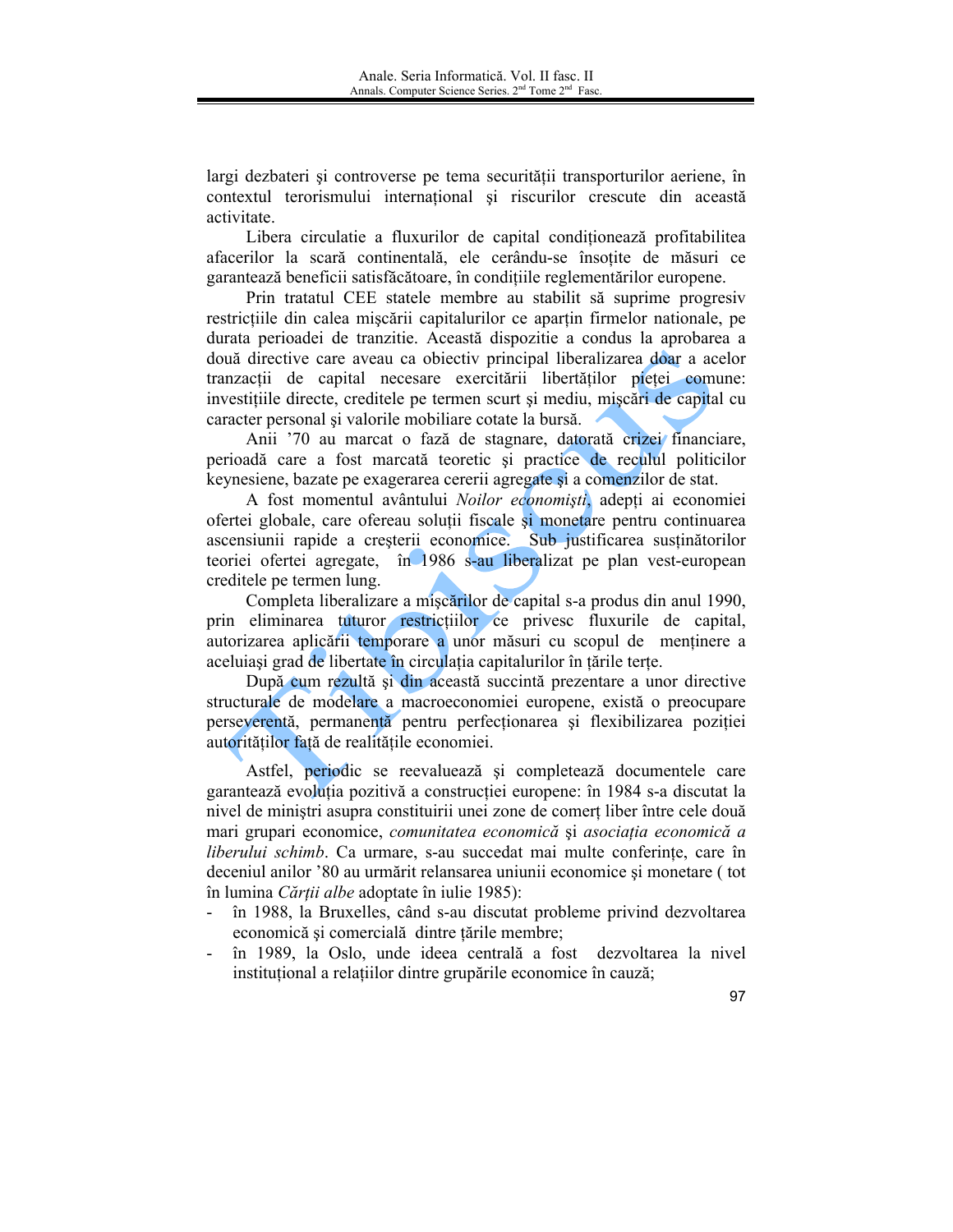largi dezbateri şi controverse pe tema securităţii transporturilor aeriene, în contextul terorismului internaţional şi riscurilor crescute din această activitate.

Libera circulatie a fluxurilor de capital condiţionează profitabilitea afacerilor la scară continentală, ele cerându-se însoţite de măsuri ce garantează beneficii satisfăcătoare, în condiţiile reglementărilor europene.

Prin tratatul CEE statele membre au stabilit să suprime progresiv restricţiile din calea mişcării capitalurilor ce aparţin firmelor nationale, pe durata perioadei de tranzitie. Această dispozitie a condus la aprobarea a două directive care aveau ca obiectiv principal liberalizarea doar a acelor tranzacţii de capital necesare exercitării libertăţilor pieţei comune: investiţiile directe, creditele pe termen scurt şi mediu, mişcări de capital cu caracter personal şi valorile mobiliare cotate la bursă.

Anii '70 au marcat o fază de stagnare, datorată crizei financiare, perioadă care a fost marcată teoretic şi practic de reculul politicilor keynesiene, bazate pe exagerarea cererii agregate şi a comenzilor de stat.

A fost momentul avântului *Noilor economişti*, adepţi ai economiei ofertei globale, care ofereau soluţii fiscale şi monetare pentru continuarea ascensiunii rapide a creşterii economice. Sub justificarea susţinătorilor teoriei ofertei agregate, în 1986 s-au liberalizat pe plan vest-european creditele pe termen lung.

Completa liberalizare a mişcărilor de capital s-a produs din anul 1990, prin eliminarea tuturor restricţiilor ce privesc fluxurile de capital, autorizarea aplicării temporare a unor măsuri cu scopul de menţinere a aceluiaşi grad de libertate în circulaţia capitalurilor în ţările terţe.

După cum rezultă şi din această succintă prezentare a unor directive structurale de modelare a macroeconomiei europene, există o preocupare perseverentă, permanentă pentru perfecţionarea şi flexibilizarea poziţiei autorităţilor faţă de realităţile economiei.

Astfel, periodic se reevaluează şi completează documentele care garantează evoluţia pozitivă a construcţiei europene: în 1984 s-a discutat la nivel de miniştri asupra constituirii unei zone de comerţ liber între cele două mari grupari economice, *comunitatea economică* şi *asociaţia economică a liberului schimb*. Ca urmare, s-au succedat mai multe conferinţe, care în deceniul anilor '80 au urmărit relansarea uniunii economice şi monetare ( tot în lumina *Cărţii albe* adoptate în iulie 1985):

- în 1988, la Bruxelles, când s-au discutat probleme privind dezvoltarea economică şi comercială dintre ţările membre;
- în 1989, la Oslo, unde ideea centrală a fost dezvoltarea la nivel instituţional a relaţiilor dintre grupările economice în cauză;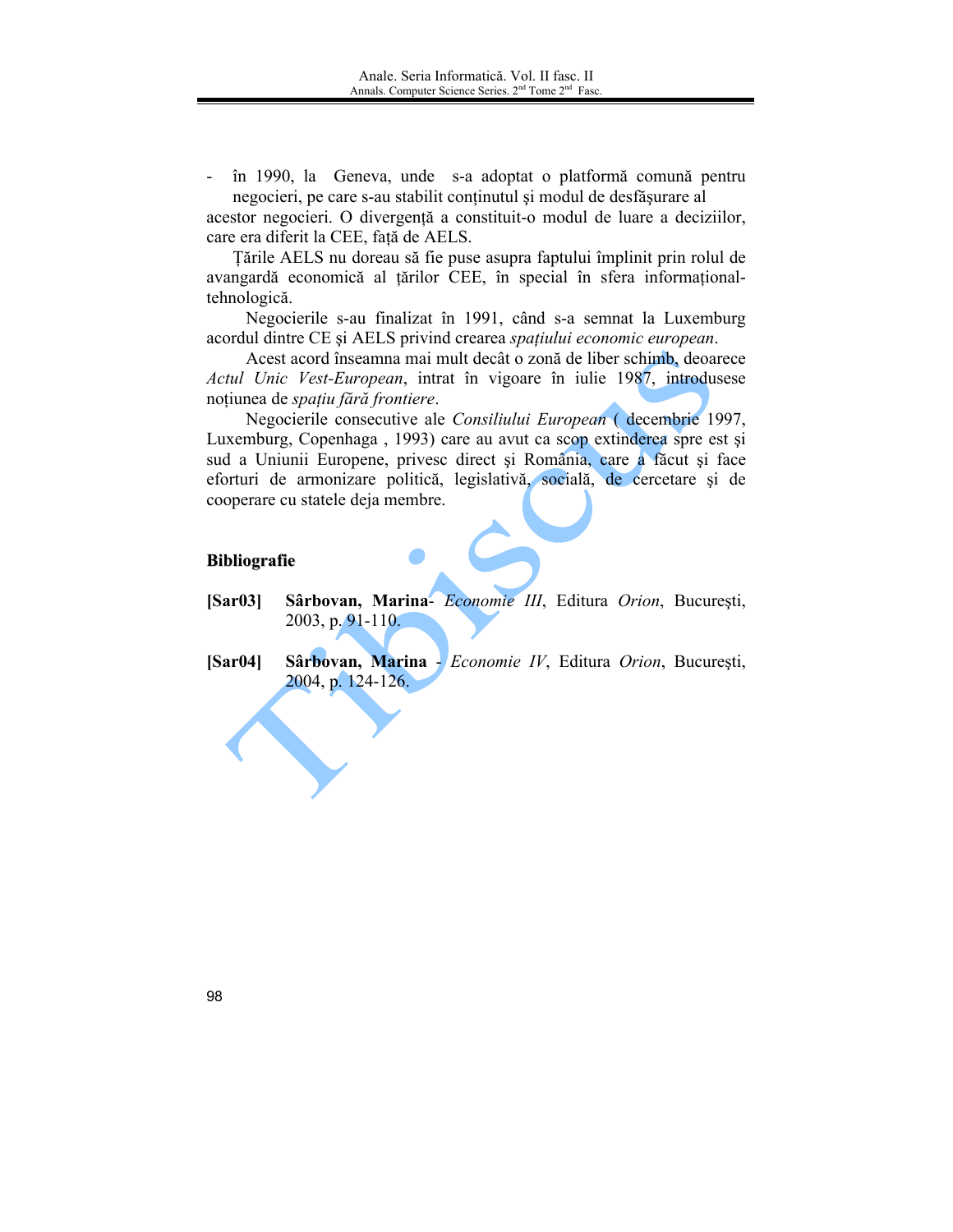- în 1990, la Geneva, unde s-a adoptat o platformă comună pentru negocieri, pe care s-au stabilit conţinutul şi modul de desfăşurare al acestor negocieri. O divergenţă a constituit-o modul de luare a deciziilor, care era diferit la CEE, faţă de AELS.

Ţările AELS nu doreau să fie puse asupra faptului împlinit prin rolul de avangardă economică al ţărilor CEE, în special în sfera informaţional-tehnologică.

Negocierile s-au finalizat în 1991, când s-a semnat la Luxemburg acordul dintre CE şi AELS privind crearea *spaţiului economic european*.

Acest acord înseamna mai mult decât o zonă de liber schimb, deoarece *Actul Unic Vest-European*, intrat în vigoare în iulie 1987, introdusese noţiunea de *spaţiu fără frontiere*.

Negocierile consecutive ale *Consiliului European* ( decembrie 1997, Luxemburg, Copenhaga , 1993) care au avut ca scop extinderea spre est şi sud a Uniunii Europene, privesc direct şi România, care a făcut şi face eforturi de armonizare politică, legislativă, socială, de cercetare şi de cooperare cu statele deja membre.

## Bibliografie

**[Sar03]** **Sârbovan, Marina**- *Economie III*, Editura *Orion*, Bucureşti, 2003, p. 91-110.

**[Sar04]** **Sârbovan, Marina** - *Economie IV*, Editura *Orion*, Bucureşti, 2004, p. 124-126.